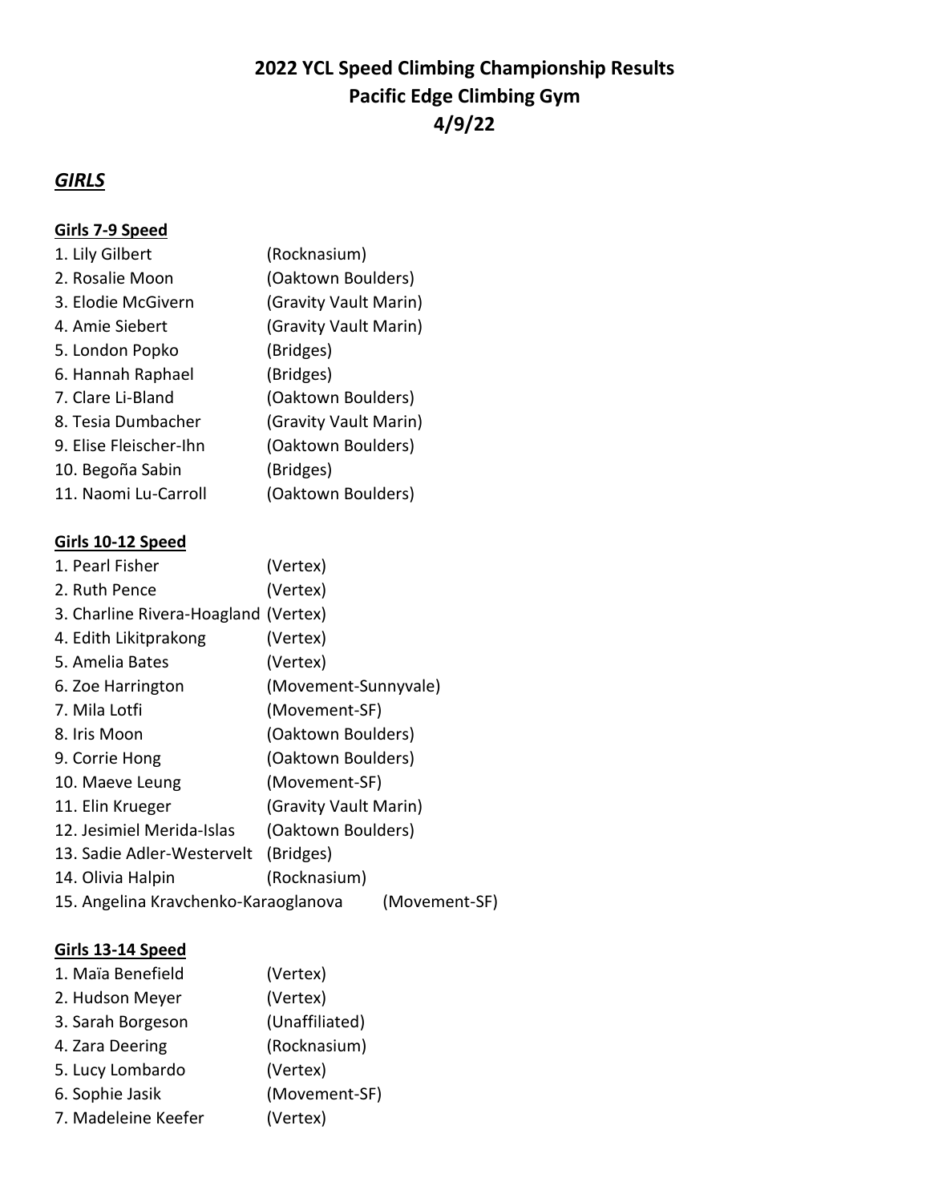# 2022 YCL Speed Climbing Championship Results
# Pacific Edge Climbing Gym
# 4/9/22

## ***GIRLS***

### Girls 7-9 Speed

1. Lily Gilbert (Rocknasium)
2. Rosalie Moon (Oaktown Boulders)
3. Elodie McGivern (Gravity Vault Marin)
4. Amie Siebert (Gravity Vault Marin)
5. London Popko (Bridges)
6. Hannah Raphael (Bridges)
7. Clare Li-Bland (Oaktown Boulders)
8. Tesia Dumbacher (Gravity Vault Marin)
9. Elise Fleischer-Ihn (Oaktown Boulders)
10. Begoña Sabin (Bridges)
11. Naomi Lu-Carroll (Oaktown Boulders)

### Girls 10-12 Speed

1. Pearl Fisher (Vertex)
2. Ruth Pence (Vertex)
3. Charline Rivera-Hoagland (Vertex)
4. Edith Likitprakong (Vertex)
5. Amelia Bates (Vertex)
6. Zoe Harrington (Movement-Sunnyvale)
7. Mila Lotfi (Movement-SF)
8. Iris Moon (Oaktown Boulders)
9. Corrie Hong (Oaktown Boulders)
10. Maeve Leung (Movement-SF)
11. Elin Krueger (Gravity Vault Marin)
12. Jesimiel Merida-Islas (Oaktown Boulders)
13. Sadie Adler-Westervelt (Bridges)
14. Olivia Halpin (Rocknasium)
15. Angelina Kravchenko-Karaoglanova (Movement-SF)

### Girls 13-14 Speed

1. Maïa Benefield (Vertex)
2. Hudson Meyer (Vertex)
3. Sarah Borgeson (Unaffiliated)
4. Zara Deering (Rocknasium)
5. Lucy Lombardo (Vertex)
6. Sophie Jasik (Movement-SF)
7. Madeleine Keefer (Vertex)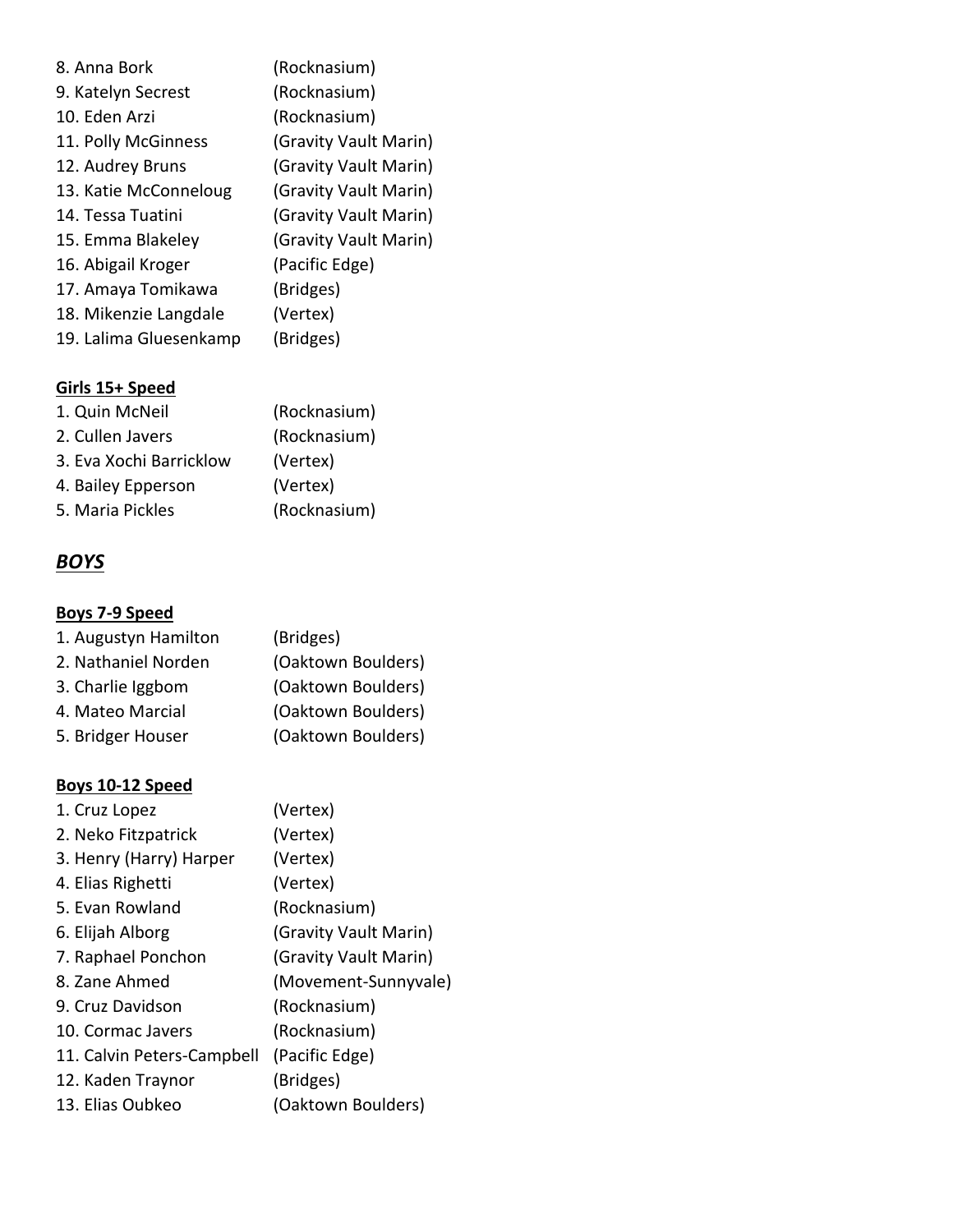8. Anna Bork (Rocknasium)
9. Katelyn Secrest (Rocknasium)
10. Eden Arzi (Rocknasium)
11. Polly McGinness (Gravity Vault Marin)
12. Audrey Bruns (Gravity Vault Marin)
13. Katie McConneloug (Gravity Vault Marin)
14. Tessa Tuatini (Gravity Vault Marin)
15. Emma Blakeley (Gravity Vault Marin)
16. Abigail Kroger (Pacific Edge)
17. Amaya Tomikawa (Bridges)
18. Mikenzie Langdale (Vertex)
19. Lalima Gluesenkamp (Bridges)

**Girls 15+ Speed**

1. Quin McNeil (Rocknasium)
2. Cullen Javers (Rocknasium)
3. Eva Xochi Barricklow (Vertex)
4. Bailey Epperson (Vertex)
5. Maria Pickles (Rocknasium)

## ***BOYS***

**Boys 7-9 Speed**

1. Augustyn Hamilton (Bridges)
2. Nathaniel Norden (Oaktown Boulders)
3. Charlie Iggbom (Oaktown Boulders)
4. Mateo Marcial (Oaktown Boulders)
5. Bridger Houser (Oaktown Boulders)

**Boys 10-12 Speed**

1. Cruz Lopez (Vertex)
2. Neko Fitzpatrick (Vertex)
3. Henry (Harry) Harper (Vertex)
4. Elias Righetti (Vertex)
5. Evan Rowland (Rocknasium)
6. Elijah Alborg (Gravity Vault Marin)
7. Raphael Ponchon (Gravity Vault Marin)
8. Zane Ahmed (Movement-Sunnyvale)
9. Cruz Davidson (Rocknasium)
10. Cormac Javers (Rocknasium)
11. Calvin Peters-Campbell (Pacific Edge)
12. Kaden Traynor (Bridges)
13. Elias Oubkeo (Oaktown Boulders)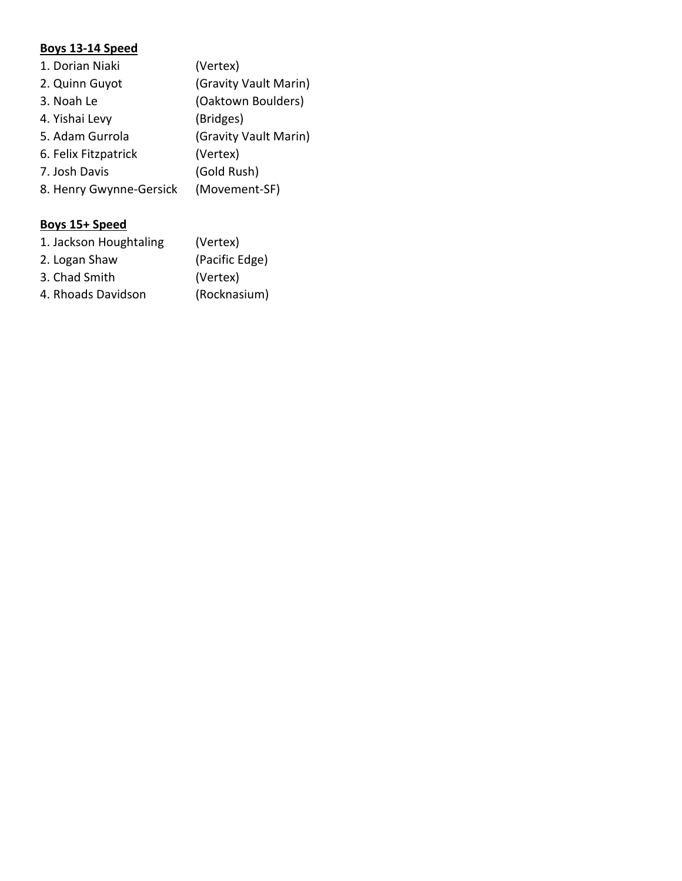**Boys 13-14 Speed**

1. Dorian Niaki (Vertex)
2. Quinn Guyot (Gravity Vault Marin)
3. Noah Le (Oaktown Boulders)
4. Yishai Levy (Bridges)
5. Adam Gurrola (Gravity Vault Marin)
6. Felix Fitzpatrick (Vertex)
7. Josh Davis (Gold Rush)
8. Henry Gwynne-Gersick (Movement-SF)

**Boys 15+ Speed**

1. Jackson Houghtaling (Vertex)
2. Logan Shaw (Pacific Edge)
3. Chad Smith (Vertex)
4. Rhoads Davidson (Rocknasium)